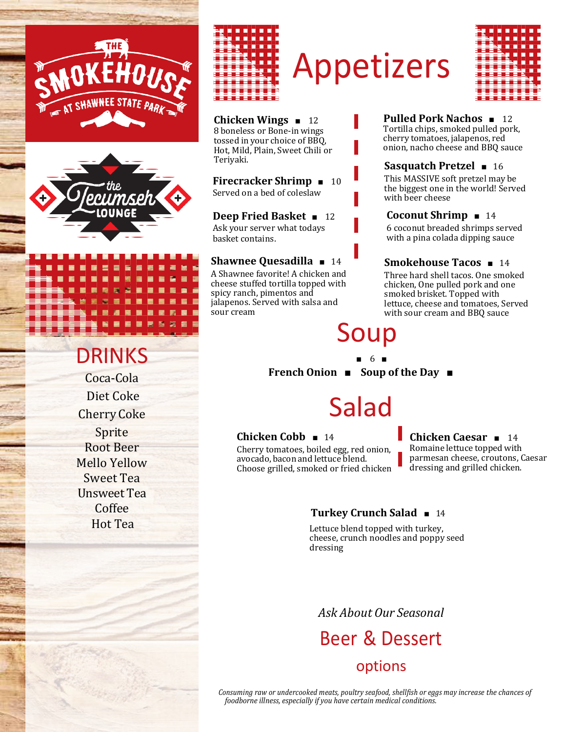THE SMOKEHOUSE AT SHAWNEE STATE PARK

the Tecumseh LOUNGE

## DRINKS

Coca-Cola
Diet Coke
Cherry Coke
Sprite
Root Beer
Mello Yellow
Sweet Tea
Unsweet Tea
Coffee
Hot Tea

# Appetizers

**Chicken Wings** ■ 12
8 boneless or Bone-in wings tossed in your choice of BBQ, Hot, Mild, Plain, Sweet Chili or Teriyaki.

**Firecracker Shrimp** ■ 10
Served on a bed of coleslaw

**Deep Fried Basket** ■ 12
Ask your server what todays basket contains.

**Shawnee Quesadilla** ■ 14
A Shawnee favorite! A chicken and cheese stuffed tortilla topped with spicy ranch, pimentos and jalapenos. Served with salsa and sour cream

**Pulled Pork Nachos** ■ 12
Tortilla chips, smoked pulled pork, cherry tomatoes, jalapenos, red onion, nacho cheese and BBQ sauce

**Sasquatch Pretzel** ■ 16
This MASSIVE soft pretzel may be the biggest one in the world! Served with beer cheese

**Coconut Shrimp** ■ 14
6 coconut breaded shrimps served with a pina colada dipping sauce

**Smokehouse Tacos** ■ 14
Three hard shell tacos. One smoked chicken, One pulled pork and one smoked brisket. Topped with lettuce, cheese and tomatoes, Served with sour cream and BBQ sauce

# Soup

■ 6 ■

**French Onion** ■ **Soup of the Day** ■

# Salad

**Chicken Cobb** ■ 14
Cherry tomatoes, boiled egg, red onion, avocado, bacon and lettuce blend. Choose grilled, smoked or fried chicken

**Chicken Caesar** ■ 14
Romaine lettuce topped with parmesan cheese, croutons, Caesar dressing and grilled chicken.

**Turkey Crunch Salad** ■ 14
Lettuce blend topped with turkey, cheese, crunch noodles and poppy seed dressing

*Ask About Our Seasonal*

## Beer & Dessert

### options

*Consuming raw or undercooked meats, poultry seafood, shellfish or eggs may increase the chances of foodborne illness, especially if you have certain medical conditions.*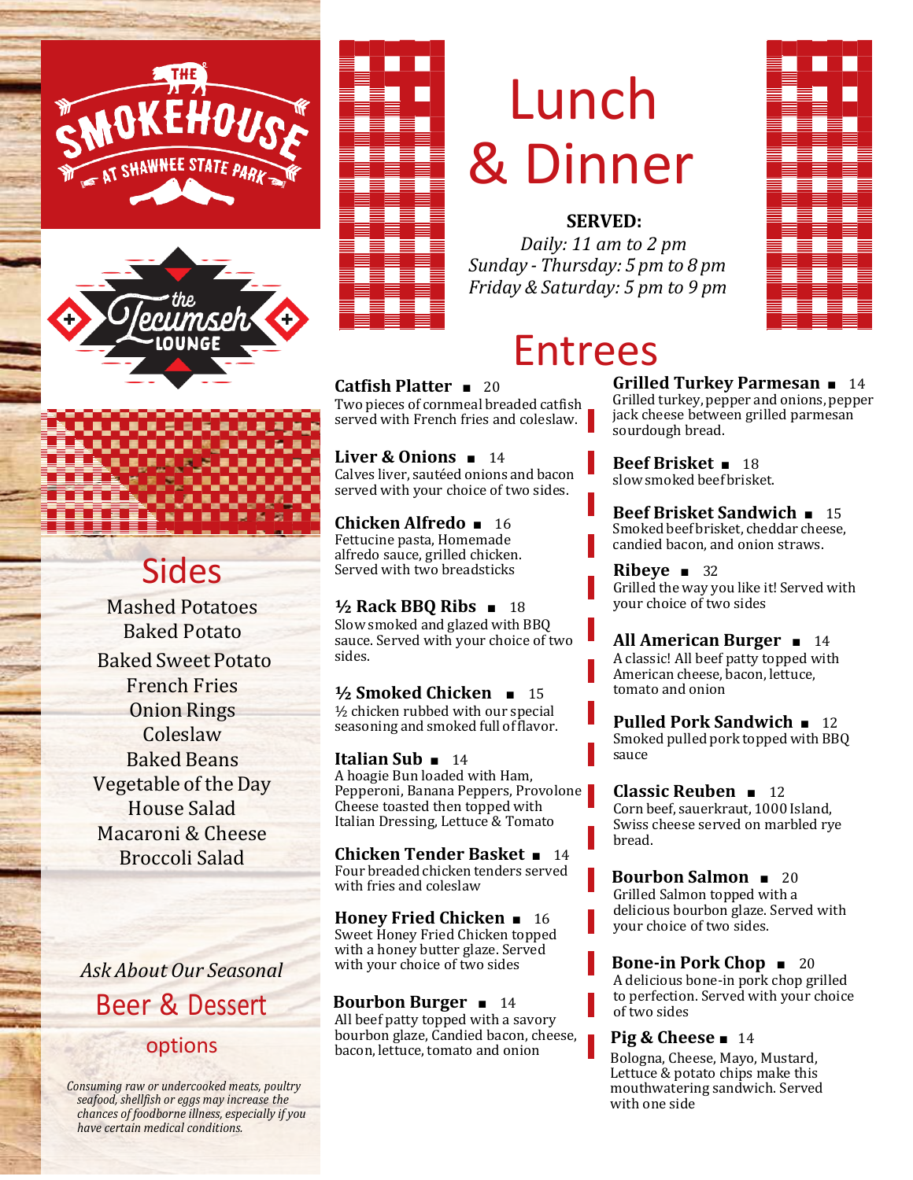THE SMOKEHOUSE AT SHAWNEE STATE PARK

the Tecumseh LOUNGE

# Lunch & Dinner

**SERVED:**

*Daily: 11 am to 2 pm*
*Sunday - Thursday: 5 pm to 8 pm*
*Friday & Saturday: 5 pm to 9 pm*

## Entrees

**Catfish Platter** ■ 20
Two pieces of cornmeal breaded catfish served with French fries and coleslaw.

**Liver & Onions** ■ 14
Calves liver, sautéed onions and bacon served with your choice of two sides.

**Chicken Alfredo** ■ 16
Fettucine pasta, Homemade alfredo sauce, grilled chicken. Served with two breadsticks

**½ Rack BBQ Ribs** ■ 18
Slow smoked and glazed with BBQ sauce. Served with your choice of two sides.

**½ Smoked Chicken** ■ 15
½ chicken rubbed with our special seasoning and smoked full of flavor.

**Italian Sub** ■ 14
A hoagie Bun loaded with Ham, Pepperoni, Banana Peppers, Provolone Cheese toasted then topped with Italian Dressing, Lettuce & Tomato

**Chicken Tender Basket** ■ 14
Four breaded chicken tenders served with fries and coleslaw

**Honey Fried Chicken** ■ 16
Sweet Honey Fried Chicken topped with a honey butter glaze. Served with your choice of two sides

**Bourbon Burger** ■ 14
All beef patty topped with a savory bourbon glaze, Candied bacon, cheese, bacon, lettuce, tomato and onion

**Grilled Turkey Parmesan** ■ 14
Grilled turkey, pepper and onions, pepper jack cheese between grilled parmesan sourdough bread.

**Beef Brisket** ■ 18
slow smoked beef brisket.

**Beef Brisket Sandwich** ■ 15
Smoked beef brisket, cheddar cheese, candied bacon, and onion straws.

**Ribeye** ■ 32
Grilled the way you like it! Served with your choice of two sides

**All American Burger** ■ 14
A classic! All beef patty topped with American cheese, bacon, lettuce, tomato and onion

**Pulled Pork Sandwich** ■ 12
Smoked pulled pork topped with BBQ sauce

**Classic Reuben** ■ 12
Corn beef, sauerkraut, 1000 Island, Swiss cheese served on marbled rye bread.

**Bourbon Salmon** ■ 20
Grilled Salmon topped with a delicious bourbon glaze. Served with your choice of two sides.

**Bone-in Pork Chop** ■ 20
A delicious bone-in pork chop grilled to perfection. Served with your choice of two sides

**Pig & Cheese** ■ 14
Bologna, Cheese, Mayo, Mustard, Lettuce & potato chips make this mouthwatering sandwich. Served with one side

## Sides

Mashed Potatoes
Baked Potato
Baked Sweet Potato
French Fries
Onion Rings
Coleslaw
Baked Beans
Vegetable of the Day
House Salad
Macaroni & Cheese
Broccoli Salad

*Ask About Our Seasonal*
Beer & Dessert
options

*Consuming raw or undercooked meats, poultry seafood, shellfish or eggs may increase the chances of foodborne illness, especially if you have certain medical conditions.*